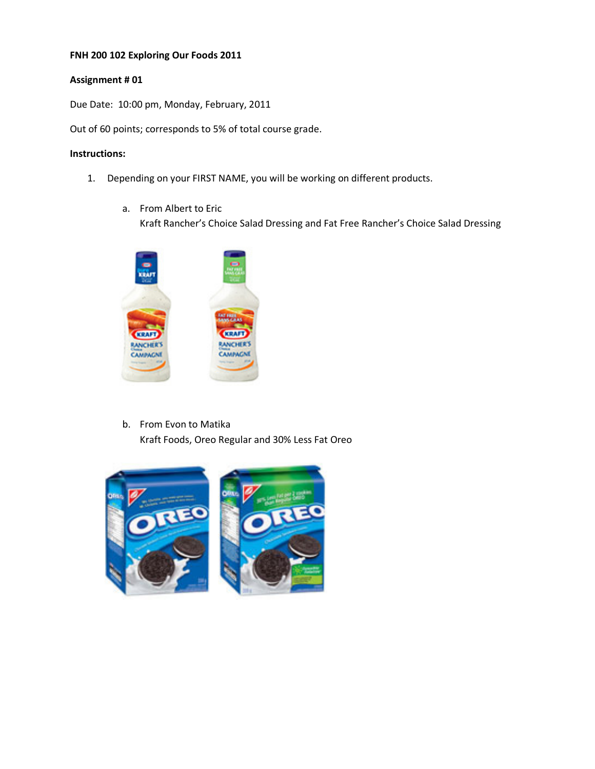**FNH 200 102 Exploring Our Foods 2011**

**Assignment # 01**

Due Date: 10:00 pm, Monday, February, 2011

Out of 60 points; corresponds to 5% of total course grade.

**Instructions:**

1. Depending on your FIRST NAME, you will be working on different products.

   a. From Albert to Eric
      Kraft Rancher's Choice Salad Dressing and Fat Free Rancher's Choice Salad Dressing

   b. From Evon to Matika
      Kraft Foods, Oreo Regular and 30% Less Fat Oreo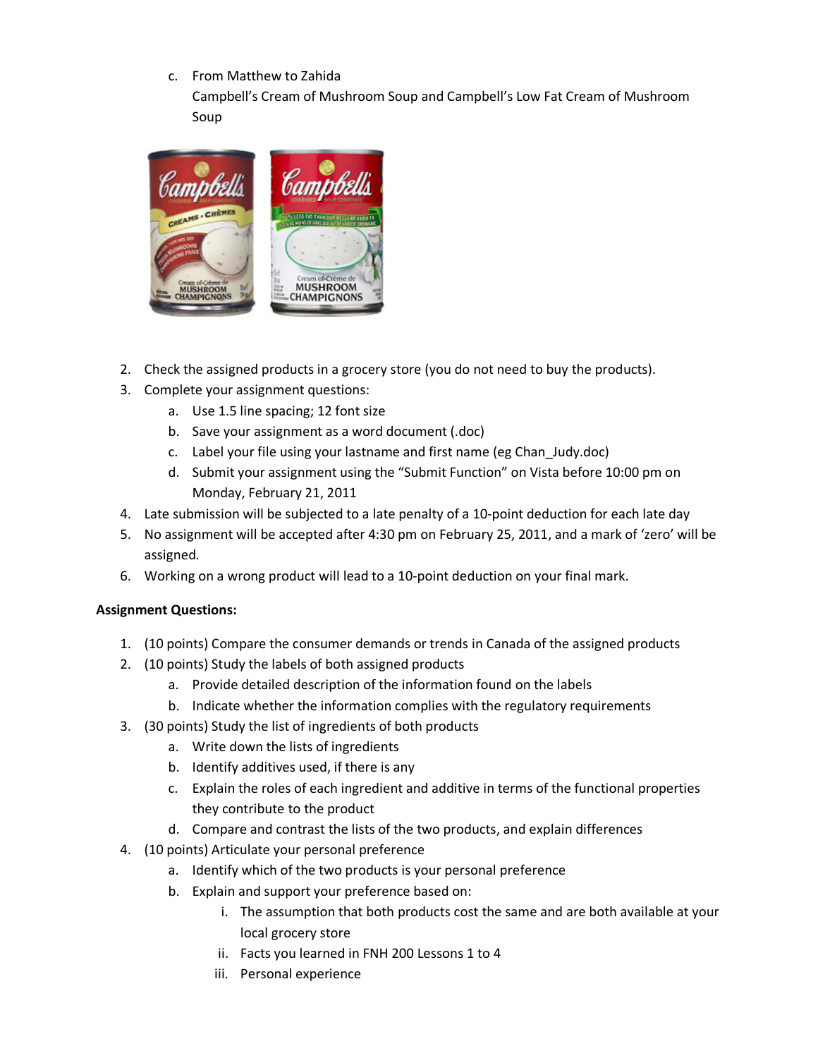c. From Matthew to Zahida
   Campbell's Cream of Mushroom Soup and Campbell's Low Fat Cream of Mushroom Soup

2. Check the assigned products in a grocery store (you do not need to buy the products).
3. Complete your assignment questions:
   a. Use 1.5 line spacing; 12 font size
   b. Save your assignment as a word document (.doc)
   c. Label your file using your lastname and first name (eg Chan_Judy.doc)
   d. Submit your assignment using the "Submit Function" on Vista before 10:00 pm on Monday, February 21, 2011
4. Late submission will be subjected to a late penalty of a 10-point deduction for each late day
5. No assignment will be accepted after 4:30 pm on February 25, 2011, and a mark of 'zero' will be assigned.
6. Working on a wrong product will lead to a 10-point deduction on your final mark.

**Assignment Questions:**

1. (10 points) Compare the consumer demands or trends in Canada of the assigned products
2. (10 points) Study the labels of both assigned products
   a. Provide detailed description of the information found on the labels
   b. Indicate whether the information complies with the regulatory requirements
3. (30 points) Study the list of ingredients of both products
   a. Write down the lists of ingredients
   b. Identify additives used, if there is any
   c. Explain the roles of each ingredient and additive in terms of the functional properties they contribute to the product
   d. Compare and contrast the lists of the two products, and explain differences
4. (10 points) Articulate your personal preference
   a. Identify which of the two products is your personal preference
   b. Explain and support your preference based on:
      i. The assumption that both products cost the same and are both available at your local grocery store
      ii. Facts you learned in FNH 200 Lessons 1 to 4
      iii. Personal experience